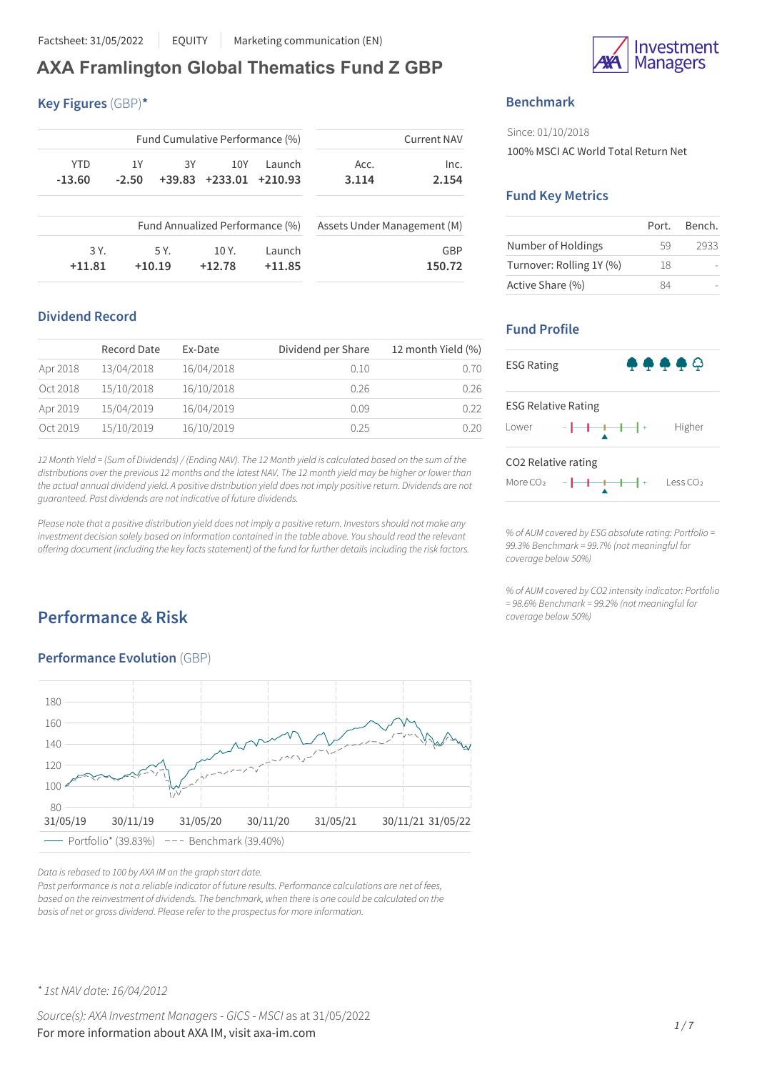Factsheet: 31/05/2022 | EQUITY | Marketing communication (EN)

# AXA Framlington Global Thematics Fund Z GBP

## Key Figures (GBP)*

| Fund Cumulative Performance (%) | | | | |
|---|---|---|---|---|
| YTD | 1Y | 3Y | 10Y | Launch |
| -13.60 | -2.50 | +39.83 | +233.01 | +210.93 |

| Current NAV | |
|---|---|
| Acc. | Inc. |
| 3.114 | 2.154 |

| Fund Annualized Performance (%) | | | |
|---|---|---|---|
| 3 Y. | 5 Y. | 10 Y. | Launch |
| +11.81 | +10.19 | +12.78 | +11.85 |

| Assets Under Management (M) |
|---|
| GBP |
| 150.72 |

## Dividend Record

| | Record Date | Ex-Date | Dividend per Share | 12 month Yield (%) |
|---|---|---|---|---|
| Apr 2018 | 13/04/2018 | 16/04/2018 | 0.10 | 0.70 |
| Oct 2018 | 15/10/2018 | 16/10/2018 | 0.26 | 0.26 |
| Apr 2019 | 15/04/2019 | 16/04/2019 | 0.09 | 0.22 |
| Oct 2019 | 15/10/2019 | 16/10/2019 | 0.25 | 0.20 |

*12 Month Yield = (Sum of Dividends) / (Ending NAV). The 12 Month yield is calculated based on the sum of the distributions over the previous 12 months and the latest NAV. The 12 month yield may be higher or lower than the actual annual dividend yield. A positive distribution yield does not imply positive return. Dividends are not guaranteed. Past dividends are not indicative of future dividends.*

*Please note that a positive distribution yield does not imply a positive return. Investors should not make any investment decision solely based on information contained in the table above. You should read the relevant offering document (including the key facts statement) of the fund for further details including the risk factors.*

## Performance & Risk

### Performance Evolution (GBP)

Portfolio* (39.83%) — Benchmark (39.40%)

*Data is rebased to 100 by AXA IM on the graph start date.*

*Past performance is not a reliable indicator of future results. Performance calculations are net of fees, based on the reinvestment of dividends. The benchmark, when there is one could be calculated on the basis of net or gross dividend. Please refer to the prospectus for more information.*

## Benchmark

Since: 01/10/2018

100% MSCI AC World Total Return Net

## Fund Key Metrics

| | Port. | Bench. |
|---|---|---|
| Number of Holdings | 59 | 2933 |
| Turnover: Rolling 1Y (%) | 18 | - |
| Active Share (%) | 84 | - |

## Fund Profile

ESG Rating

ESG Relative Rating: Lower — Higher

CO2 Relative rating: More $CO_2$ — Less $CO_2$

*% of AUM covered by ESG absolute rating: Portfolio = 99.3% Benchmark = 99.7% (not meaningful for coverage below 50%)*

*% of AUM covered by CO2 intensity indicator: Portfolio = 98.6% Benchmark = 99.2% (not meaningful for coverage below 50%)*

\* *1st NAV date: 16/04/2012*

*Source(s): AXA Investment Managers - GICS - MSCI* as at 31/05/2022

For more information about AXA IM, visit axa-im.com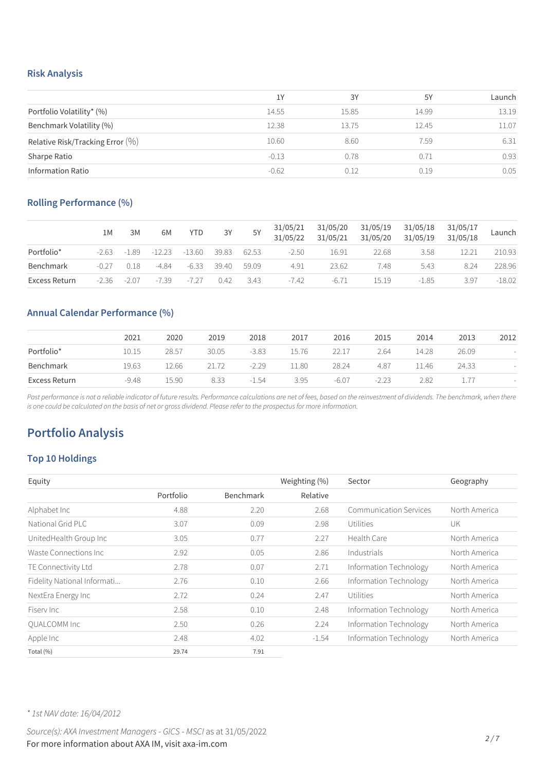### Risk Analysis

| | 1Y | 3Y | 5Y | Launch |
|---|---|---|---|---|
| Portfolio Volatility* (%) | 14.55 | 15.85 | 14.99 | 13.19 |
| Benchmark Volatility (%) | 12.38 | 13.75 | 12.45 | 11.07 |
| Relative Risk/Tracking Error (%) | 10.60 | 8.60 | 7.59 | 6.31 |
| Sharpe Ratio | -0.13 | 0.78 | 0.71 | 0.93 |
| Information Ratio | -0.62 | 0.12 | 0.19 | 0.05 |

### Rolling Performance (%)

| | 1M | 3M | 6M | YTD | 3Y | 5Y | 31/05/21 31/05/22 | 31/05/20 31/05/21 | 31/05/19 31/05/20 | 31/05/18 31/05/19 | 31/05/17 31/05/18 | Launch |
|---|---|---|---|---|---|---|---|---|---|---|---|---|
| Portfolio* | -2.63 | -1.89 | -12.23 | -13.60 | 39.83 | 62.53 | -2.50 | 16.91 | 22.68 | 3.58 | 12.21 | 210.93 |
| Benchmark | -0.27 | 0.18 | -4.84 | -6.33 | 39.40 | 59.09 | 4.91 | 23.62 | 7.48 | 5.43 | 8.24 | 228.96 |
| Excess Return | -2.36 | -2.07 | -7.39 | -7.27 | 0.42 | 3.43 | -7.42 | -6.71 | 15.19 | -1.85 | 3.97 | -18.02 |

### Annual Calendar Performance (%)

| | 2021 | 2020 | 2019 | 2018 | 2017 | 2016 | 2015 | 2014 | 2013 | 2012 |
|---|---|---|---|---|---|---|---|---|---|---|
| Portfolio* | 10.15 | 28.57 | 30.05 | -3.83 | 15.76 | 22.17 | 2.64 | 14.28 | 26.09 | - |
| Benchmark | 19.63 | 12.66 | 21.72 | -2.29 | 11.80 | 28.24 | 4.87 | 11.46 | 24.33 | - |
| Excess Return | -9.48 | 15.90 | 8.33 | -1.54 | 3.95 | -6.07 | -2.23 | 2.82 | 1.77 | - |

*Past performance is not a reliable indicator of future results. Performance calculations are net of fees, based on the reinvestment of dividends. The benchmark, when there is one could be calculated on the basis of net or gross dividend. Please refer to the prospectus for more information.*

## Portfolio Analysis

### Top 10 Holdings

| Equity | | | Weighting (%) | Sector | Geography |
|---|---|---|---|---|---|
| | Portfolio | Benchmark | Relative | | |
| Alphabet Inc | 4.88 | 2.20 | 2.68 | Communication Services | North America |
| National Grid PLC | 3.07 | 0.09 | 2.98 | Utilities | UK |
| UnitedHealth Group Inc | 3.05 | 0.77 | 2.27 | Health Care | North America |
| Waste Connections Inc | 2.92 | 0.05 | 2.86 | Industrials | North America |
| TE Connectivity Ltd | 2.78 | 0.07 | 2.71 | Information Technology | North America |
| Fidelity National Informati... | 2.76 | 0.10 | 2.66 | Information Technology | North America |
| NextEra Energy Inc | 2.72 | 0.24 | 2.47 | Utilities | North America |
| Fiserv Inc | 2.58 | 0.10 | 2.48 | Information Technology | North America |
| QUALCOMM Inc | 2.50 | 0.26 | 2.24 | Information Technology | North America |
| Apple Inc | 2.48 | 4.02 | -1.54 | Information Technology | North America |
| Total (%) | 29.74 | 7.91 | | | |

*\* 1st NAV date: 16/04/2012*

*Source(s): AXA Investment Managers - GICS - MSCI* as at 31/05/2022

For more information about AXA IM, visit axa-im.com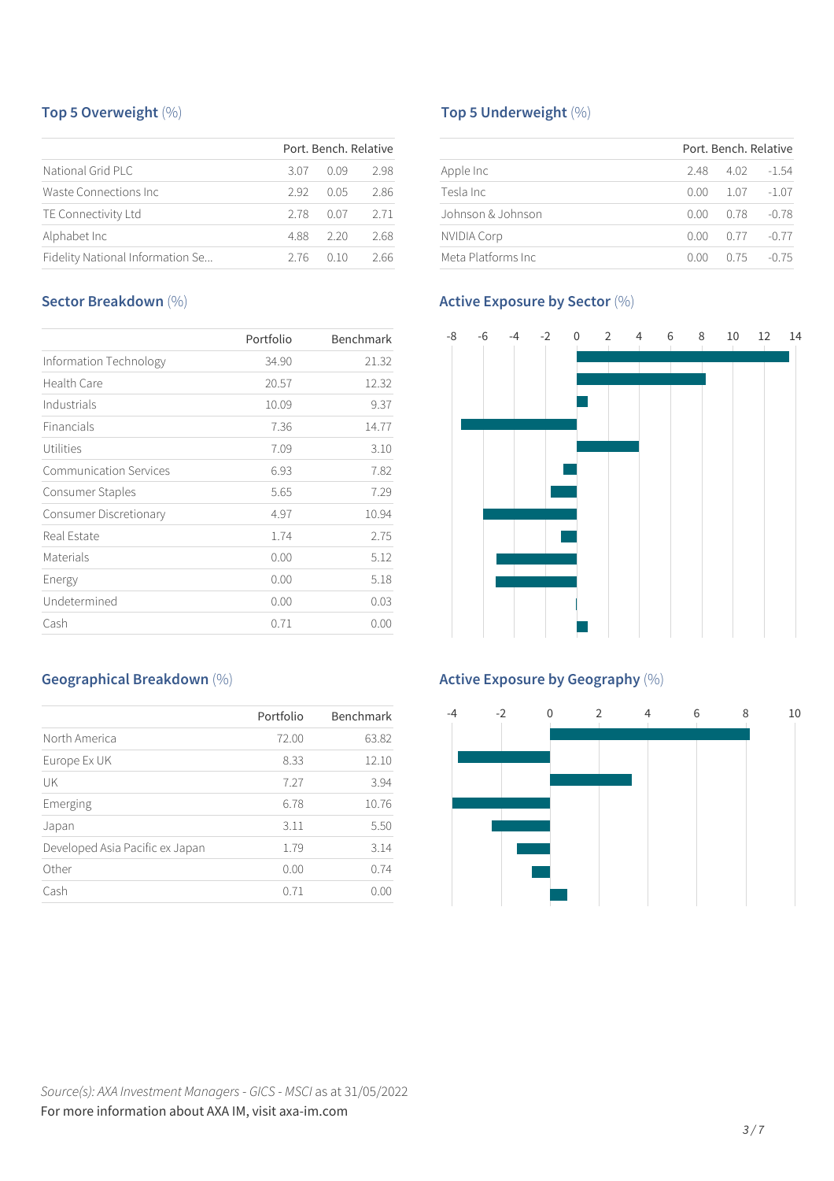## Top 5 Overweight (%)

| | Port. | Bench. | Relative |
|---|---|---|---|
| National Grid PLC | 3.07 | 0.09 | 2.98 |
| Waste Connections Inc | 2.92 | 0.05 | 2.86 |
| TE Connectivity Ltd | 2.78 | 0.07 | 2.71 |
| Alphabet Inc | 4.88 | 2.20 | 2.68 |
| Fidelity National Information Se... | 2.76 | 0.10 | 2.66 |

## Top 5 Underweight (%)

| | Port. | Bench. | Relative |
|---|---|---|---|
| Apple Inc | 2.48 | 4.02 | -1.54 |
| Tesla Inc | 0.00 | 1.07 | -1.07 |
| Johnson & Johnson | 0.00 | 0.78 | -0.78 |
| NVIDIA Corp | 0.00 | 0.77 | -0.77 |
| Meta Platforms Inc | 0.00 | 0.75 | -0.75 |

## Sector Breakdown (%)

| | Portfolio | Benchmark |
|---|---|---|
| Information Technology | 34.90 | 21.32 |
| Health Care | 20.57 | 12.32 |
| Industrials | 10.09 | 9.37 |
| Financials | 7.36 | 14.77 |
| Utilities | 7.09 | 3.10 |
| Communication Services | 6.93 | 7.82 |
| Consumer Staples | 5.65 | 7.29 |
| Consumer Discretionary | 4.97 | 10.94 |
| Real Estate | 1.74 | 2.75 |
| Materials | 0.00 | 5.12 |
| Energy | 0.00 | 5.18 |
| Undetermined | 0.00 | 0.03 |
| Cash | 0.71 | 0.00 |

## Active Exposure by Sector (%)

## Geographical Breakdown (%)

| | Portfolio | Benchmark |
|---|---|---|
| North America | 72.00 | 63.82 |
| Europe Ex UK | 8.33 | 12.10 |
| UK | 7.27 | 3.94 |
| Emerging | 6.78 | 10.76 |
| Japan | 3.11 | 5.50 |
| Developed Asia Pacific ex Japan | 1.79 | 3.14 |
| Other | 0.00 | 0.74 |
| Cash | 0.71 | 0.00 |

## Active Exposure by Geography (%)

*Source(s): AXA Investment Managers - GICS - MSCI* as at 31/05/2022

For more information about AXA IM, visit axa-im.com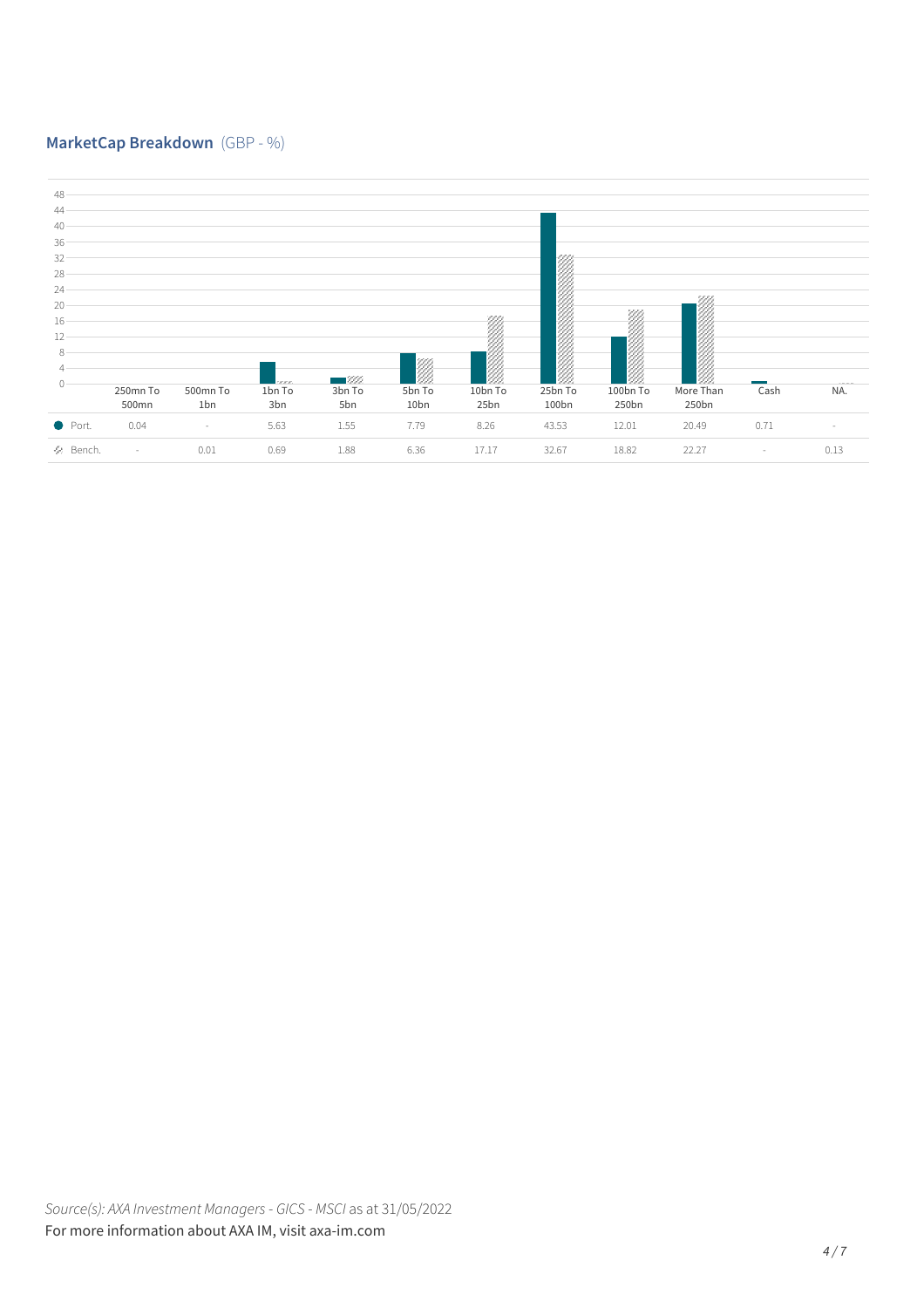## MarketCap Breakdown (GBP - %)

| | 250mn To 500mn | 500mn To 1bn | 1bn To 3bn | 3bn To 5bn | 5bn To 10bn | 10bn To 25bn | 25bn To 100bn | 100bn To 250bn | More Than 250bn | Cash | NA. |
|---|---|---|---|---|---|---|---|---|---|---|---|
| Port. | 0.04 | - | 5.63 | 1.55 | 7.79 | 8.26 | 43.53 | 12.01 | 20.49 | 0.71 | - |
| Bench. | - | 0.01 | 0.69 | 1.88 | 6.36 | 17.17 | 32.67 | 18.82 | 22.27 | - | 0.13 |

*Source(s): AXA Investment Managers - GICS - MSCI* as at 31/05/2022

For more information about AXA IM, visit axa-im.com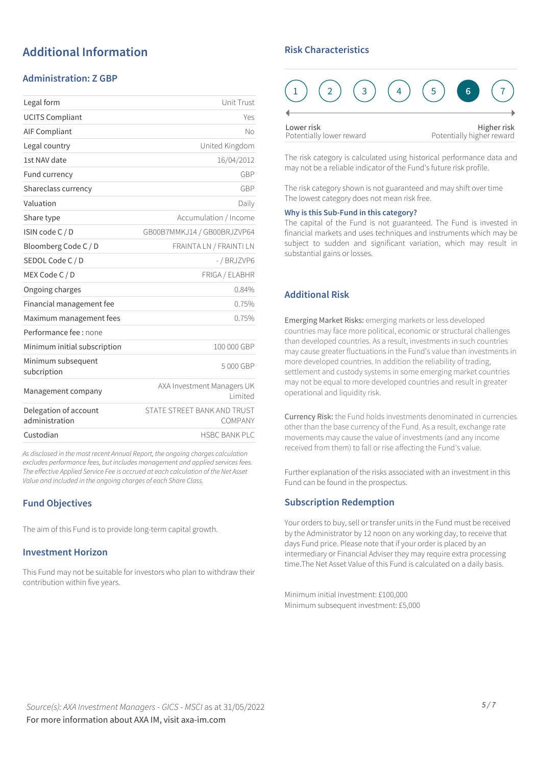## Additional Information

### Administration: Z GBP

| | |
|---|---|
| Legal form | Unit Trust |
| UCITS Compliant | Yes |
| AIF Compliant | No |
| Legal country | United Kingdom |
| 1st NAV date | 16/04/2012 |
| Fund currency | GBP |
| Shareclass currency | GBP |
| Valuation | Daily |
| Share type | Accumulation / Income |
| ISIN code C / D | GB00B7MMKJ14 / GB00BRJZVP64 |
| Bloomberg Code C / D | FRAINTA LN / FRAINTI LN |
| SEDOL Code C / D | - / BRJZVP6 |
| MEX Code C / D | FRIGA / ELABHR |
| Ongoing charges | 0.84% |
| Financial management fee | 0.75% |
| Maximum management fees | 0.75% |
| Performance fee : none | |
| Minimum initial subscription | 100 000 GBP |
| Minimum subsequent subcription | 5 000 GBP |
| Management company | AXA Investment Managers UK Limited |
| Delegation of account administration | STATE STREET BANK AND TRUST COMPANY |
| Custodian | HSBC BANK PLC |

*As disclosed in the most recent Annual Report, the ongoing charges calculation excludes performance fees, but includes management and applied services fees. The effective Applied Service Fee is accrued at each calculation of the Net Asset Value and included in the ongoing charges of each Share Class.*

### Fund Objectives

The aim of this Fund is to provide long-term capital growth.

### Investment Horizon

This Fund may not be suitable for investors who plan to withdraw their contribution within five years.

### Risk Characteristics

1 2 3 4 5 **6** 7

Lower risk
Potentially lower reward

Higher risk
Potentially higher reward

The risk category is calculated using historical performance data and may not be a reliable indicator of the Fund's future risk profile.

The risk category shown is not guaranteed and may shift over time
The lowest category does not mean risk free.

**Why is this Sub-Fund in this category?**
The capital of the Fund is not guaranteed. The Fund is invested in financial markets and uses techniques and instruments which may be subject to sudden and significant variation, which may result in substantial gains or losses.

### Additional Risk

Emerging Market Risks: emerging markets or less developed countries may face more political, economic or structural challenges than developed countries. As a result, investments in such countries may cause greater fluctuations in the Fund's value than investments in more developed countries. In addition the reliability of trading, settlement and custody systems in some emerging market countries may not be equal to more developed countries and result in greater operational and liquidity risk.

Currency Risk: the Fund holds investments denominated in currencies other than the base currency of the Fund. As a result, exchange rate movements may cause the value of investments (and any income received from them) to fall or rise affecting the Fund's value.

Further explanation of the risks associated with an investment in this Fund can be found in the prospectus.

### Subscription Redemption

Your orders to buy, sell or transfer units in the Fund must be received by the Administrator by 12 noon on any working day, to receive that days Fund price. Please note that if your order is placed by an intermediary or Financial Adviser they may require extra processing time.The Net Asset Value of this Fund is calculated on a daily basis.

Minimum initial investment: £100,000
Minimum subsequent investment: £5,000

*Source(s): AXA Investment Managers - GICS - MSCI* as at 31/05/2022
For more information about AXA IM, visit axa-im.com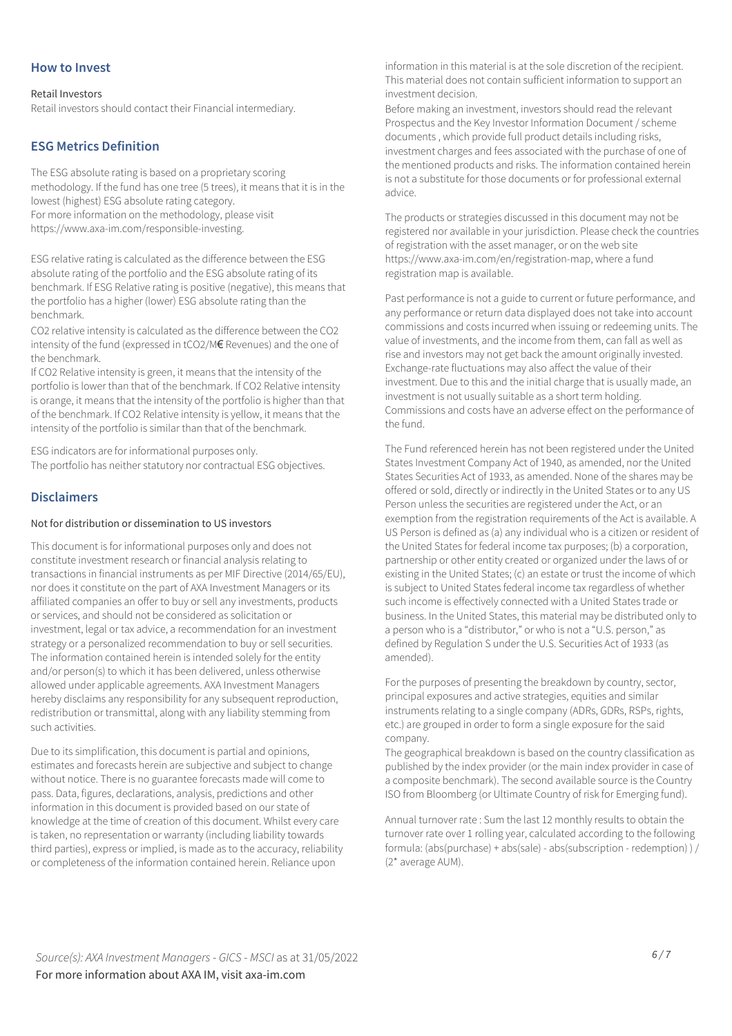## How to Invest

Retail Investors

Retail investors should contact their Financial intermediary.

## ESG Metrics Definition

The ESG absolute rating is based on a proprietary scoring methodology. If the fund has one tree (5 trees), it means that it is in the lowest (highest) ESG absolute rating category.
For more information on the methodology, please visit https://www.axa-im.com/responsible-investing.

ESG relative rating is calculated as the difference between the ESG absolute rating of the portfolio and the ESG absolute rating of its benchmark. If ESG Relative rating is positive (negative), this means that the portfolio has a higher (lower) ESG absolute rating than the benchmark.
$CO_2$ relative intensity is calculated as the difference between the $CO_2$ intensity of the fund (expressed in $tCO_2$/M€ Revenues) and the one of the benchmark.
If $CO_2$ Relative intensity is green, it means that the intensity of the portfolio is lower than that of the benchmark. If $CO_2$ Relative intensity is orange, it means that the intensity of the portfolio is higher than that of the benchmark. If $CO_2$ Relative intensity is yellow, it means that the intensity of the portfolio is similar than that of the benchmark.

ESG indicators are for informational purposes only.
The portfolio has neither statutory nor contractual ESG objectives.

## Disclaimers

Not for distribution or dissemination to US investors

This document is for informational purposes only and does not constitute investment research or financial analysis relating to transactions in financial instruments as per MIF Directive (2014/65/EU), nor does it constitute on the part of AXA Investment Managers or its affiliated companies an offer to buy or sell any investments, products or services, and should not be considered as solicitation or investment, legal or tax advice, a recommendation for an investment strategy or a personalized recommendation to buy or sell securities. The information contained herein is intended solely for the entity and/or person(s) to which it has been delivered, unless otherwise allowed under applicable agreements. AXA Investment Managers hereby disclaims any responsibility for any subsequent reproduction, redistribution or transmittal, along with any liability stemming from such activities.

Due to its simplification, this document is partial and opinions, estimates and forecasts herein are subjective and subject to change without notice. There is no guarantee forecasts made will come to pass. Data, figures, declarations, analysis, predictions and other information in this document is provided based on our state of knowledge at the time of creation of this document. Whilst every care is taken, no representation or warranty (including liability towards third parties), express or implied, is made as to the accuracy, reliability or completeness of the information contained herein. Reliance upon information in this material is at the sole discretion of the recipient. This material does not contain sufficient information to support an investment decision.
Before making an investment, investors should read the relevant Prospectus and the Key Investor Information Document / scheme documents , which provide full product details including risks, investment charges and fees associated with the purchase of one of the mentioned products and risks. The information contained herein is not a substitute for those documents or for professional external advice.

The products or strategies discussed in this document may not be registered nor available in your jurisdiction. Please check the countries of registration with the asset manager, or on the web site https://www.axa-im.com/en/registration-map, where a fund registration map is available.

Past performance is not a guide to current or future performance, and any performance or return data displayed does not take into account commissions and costs incurred when issuing or redeeming units. The value of investments, and the income from them, can fall as well as rise and investors may not get back the amount originally invested. Exchange-rate fluctuations may also affect the value of their investment. Due to this and the initial charge that is usually made, an investment is not usually suitable as a short term holding. Commissions and costs have an adverse effect on the performance of the fund.

The Fund referenced herein has not been registered under the United States Investment Company Act of 1940, as amended, nor the United States Securities Act of 1933, as amended. None of the shares may be offered or sold, directly or indirectly in the United States or to any US Person unless the securities are registered under the Act, or an exemption from the registration requirements of the Act is available. A US Person is defined as (a) any individual who is a citizen or resident of the United States for federal income tax purposes; (b) a corporation, partnership or other entity created or organized under the laws of or existing in the United States; (c) an estate or trust the income of which is subject to United States federal income tax regardless of whether such income is effectively connected with a United States trade or business. In the United States, this material may be distributed only to a person who is a "distributor," or who is not a "U.S. person," as defined by Regulation S under the U.S. Securities Act of 1933 (as amended).

For the purposes of presenting the breakdown by country, sector, principal exposures and active strategies, equities and similar instruments relating to a single company (ADRs, GDRs, RSPs, rights, etc.) are grouped in order to form a single exposure for the said company.
The geographical breakdown is based on the country classification as published by the index provider (or the main index provider in case of a composite benchmark). The second available source is the Country ISO from Bloomberg (or Ultimate Country of risk for Emerging fund).

Annual turnover rate : Sum the last 12 monthly results to obtain the turnover rate over 1 rolling year, calculated according to the following formula: (abs(purchase) + abs(sale) - abs(subscription - redemption) ) / (2* average AUM).

*Source(s): AXA Investment Managers - GICS - MSCI* as at 31/05/2022
For more information about AXA IM, visit axa-im.com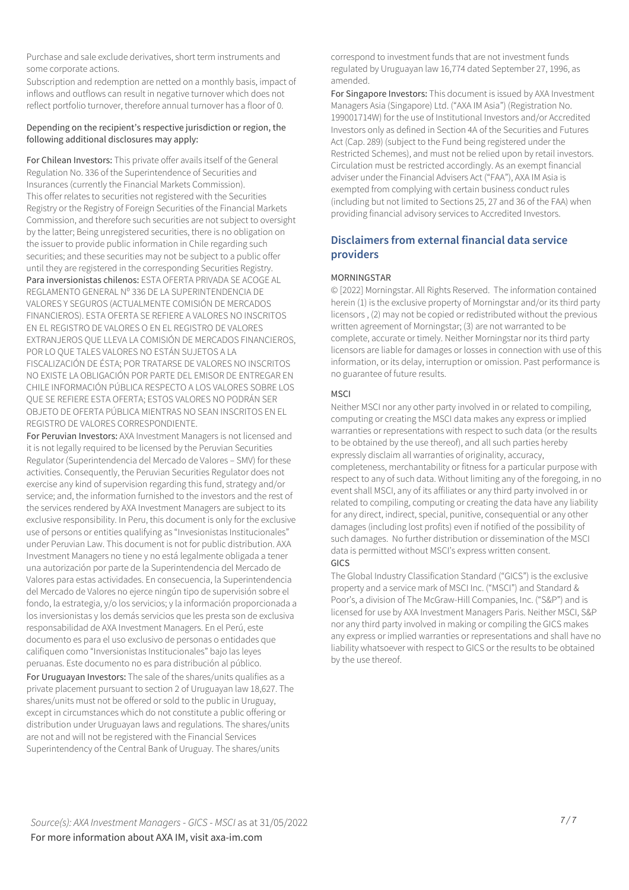Purchase and sale exclude derivatives, short term instruments and some corporate actions.
Subscription and redemption are netted on a monthly basis, impact of inflows and outflows can result in negative turnover which does not reflect portfolio turnover, therefore annual turnover has a floor of 0.

Depending on the recipient's respective jurisdiction or region, the following additional disclosures may apply:

For Chilean Investors: This private offer avails itself of the General Regulation No. 336 of the Superintendence of Securities and Insurances (currently the Financial Markets Commission). This offer relates to securities not registered with the Securities Registry or the Registry of Foreign Securities of the Financial Markets Commission, and therefore such securities are not subject to oversight by the latter; Being unregistered securities, there is no obligation on the issuer to provide public information in Chile regarding such securities; and these securities may not be subject to a public offer until they are registered in the corresponding Securities Registry.
Para inversionistas chilenos: ESTA OFERTA PRIVADA SE ACOGE AL REGLAMENTO GENERAL Nº 336 DE LA SUPERINTENDENCIA DE VALORES Y SEGUROS (ACTUALMENTE COMISIÓN DE MERCADOS FINANCIEROS). ESTA OFERTA SE REFIERE A VALORES NO INSCRITOS EN EL REGISTRO DE VALORES O EN EL REGISTRO DE VALORES EXTRANJEROS QUE LLEVA LA COMISIÓN DE MERCADOS FINANCIEROS, POR LO QUE TALES VALORES NO ESTÁN SUJETOS A LA FISCALIZACIÓN DE ÉSTA; POR TRATARSE DE VALORES NO INSCRITOS NO EXISTE LA OBLIGACIÓN POR PARTE DEL EMISOR DE ENTREGAR EN CHILE INFORMACIÓN PÚBLICA RESPECTO A LOS VALORES SOBRE LOS QUE SE REFIERE ESTA OFERTA; ESTOS VALORES NO PODRÁN SER OBJETO DE OFERTA PÚBLICA MIENTRAS NO SEAN INSCRITOS EN EL REGISTRO DE VALORES CORRESPONDIENTE.
For Peruvian Investors: AXA Investment Managers is not licensed and it is not legally required to be licensed by the Peruvian Securities Regulator (Superintendencia del Mercado de Valores – SMV) for these activities. Consequently, the Peruvian Securities Regulator does not exercise any kind of supervision regarding this fund, strategy and/or service; and, the information furnished to the investors and the rest of the services rendered by AXA Investment Managers are subject to its exclusive responsibility. In Peru, this document is only for the exclusive use of persons or entities qualifying as "Invesionistas Institucionales" under Peruvian Law. This document is not for public distribution. AXA Investment Managers no tiene y no está legalmente obligada a tener una autorización por parte de la Superintendencia del Mercado de Valores para estas actividades. En consecuencia, la Superintendencia del Mercado de Valores no ejerce ningún tipo de supervisión sobre el fondo, la estrategia, y/o los servicios; y la información proporcionada a los inversionistas y los demás servicios que les presta son de exclusiva responsabilidad de AXA Investment Managers. En el Perú, este documento es para el uso exclusivo de personas o entidades que califiquen como "Inversionistas Institucionales" bajo las leyes peruanas. Este documento no es para distribución al público.
For Uruguayan Investors: The sale of the shares/units qualifies as a private placement pursuant to section 2 of Uruguayan law 18,627. The shares/units must not be offered or sold to the public in Uruguay, except in circumstances which do not constitute a public offering or distribution under Uruguayan laws and regulations. The shares/units are not and will not be registered with the Financial Services Superintendency of the Central Bank of Uruguay. The shares/units correspond to investment funds that are not investment funds regulated by Uruguayan law 16,774 dated September 27, 1996, as amended.
For Singapore Investors: This document is issued by AXA Investment Managers Asia (Singapore) Ltd. ("AXA IM Asia") (Registration No. 199001714W) for the use of Institutional Investors and/or Accredited Investors only as defined in Section 4A of the Securities and Futures Act (Cap. 289) (subject to the Fund being registered under the Restricted Schemes), and must not be relied upon by retail investors. Circulation must be restricted accordingly. As an exempt financial adviser under the Financial Advisers Act ("FAA"), AXA IM Asia is exempted from complying with certain business conduct rules (including but not limited to Sections 25, 27 and 36 of the FAA) when providing financial advisory services to Accredited Investors.

## Disclaimers from external financial data service providers

MORNINGSTAR

© [2022] Morningstar. All Rights Reserved. The information contained herein (1) is the exclusive property of Morningstar and/or its third party licensors , (2) may not be copied or redistributed without the previous written agreement of Morningstar; (3) are not warranted to be complete, accurate or timely. Neither Morningstar nor its third party licensors are liable for damages or losses in connection with use of this information, or its delay, interruption or omission. Past performance is no guarantee of future results.

MSCI

Neither MSCI nor any other party involved in or related to compiling, computing or creating the MSCI data makes any express or implied warranties or representations with respect to such data (or the results to be obtained by the use thereof), and all such parties hereby expressly disclaim all warranties of originality, accuracy, completeness, merchantability or fitness for a particular purpose with respect to any of such data. Without limiting any of the foregoing, in no event shall MSCI, any of its affiliates or any third party involved in or related to compiling, computing or creating the data have any liability for any direct, indirect, special, punitive, consequential or any other damages (including lost profits) even if notified of the possibility of such damages. No further distribution or dissemination of the MSCI data is permitted without MSCI's express written consent.

GICS

The Global Industry Classification Standard ("GICS") is the exclusive property and a service mark of MSCI Inc. ("MSCI") and Standard & Poor's, a division of The McGraw-Hill Companies, Inc. ("S&P") and is licensed for use by AXA Investment Managers Paris. Neither MSCI, S&P nor any third party involved in making or compiling the GICS makes any express or implied warranties or representations and shall have no liability whatsoever with respect to GICS or the results to be obtained by the use thereof.

*Source(s): AXA Investment Managers - GICS - MSCI* as at 31/05/2022

For more information about AXA IM, visit axa-im.com